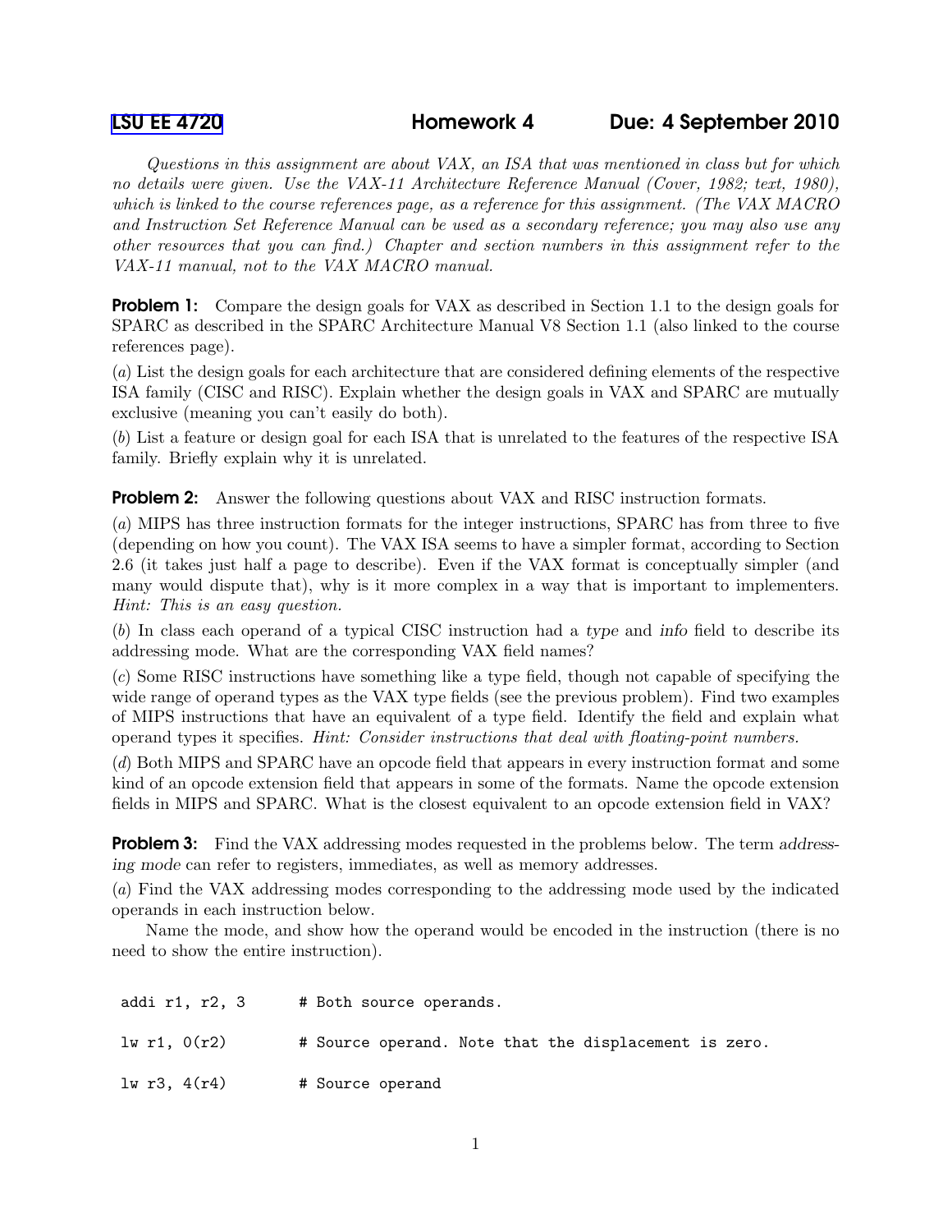# LSU EE 4720 Homework 4 Due: 4 September 2010

*Questions in this assignment are about VAX, an ISA that was mentioned in class but for which no details were given. Use the VAX-11 Architecture Reference Manual (Cover, 1982; text, 1980), which is linked to the course references page, as a reference for this assignment. (The VAX MACRO and Instruction Set Reference Manual can be used as a secondary reference; you may also use any other resources that you can find.) Chapter and section numbers in this assignment refer to the VAX-11 manual, not to the VAX MACRO manual.*

**Problem 1:** Compare the design goals for VAX as described in Section 1.1 to the design goals for SPARC as described in the SPARC Architecture Manual V8 Section 1.1 (also linked to the course references page).

(*a*) List the design goals for each architecture that are considered defining elements of the respective ISA family (CISC and RISC). Explain whether the design goals in VAX and SPARC are mutually exclusive (meaning you can't easily do both).

(*b*) List a feature or design goal for each ISA that is unrelated to the features of the respective ISA family. Briefly explain why it is unrelated.

**Problem 2:** Answer the following questions about VAX and RISC instruction formats.

(*a*) MIPS has three instruction formats for the integer instructions, SPARC has from three to five (depending on how you count). The VAX ISA seems to have a simpler format, according to Section 2.6 (it takes just half a page to describe). Even if the VAX format is conceptually simpler (and many would dispute that), why is it more complex in a way that is important to implementers. *Hint: This is an easy question.*

(*b*) In class each operand of a typical CISC instruction had a *type* and *info* field to describe its addressing mode. What are the corresponding VAX field names?

(*c*) Some RISC instructions have something like a type field, though not capable of specifying the wide range of operand types as the VAX type fields (see the previous problem). Find two examples of MIPS instructions that have an equivalent of a type field. Identify the field and explain what operand types it specifies. *Hint: Consider instructions that deal with floating-point numbers.*

(*d*) Both MIPS and SPARC have an opcode field that appears in every instruction format and some kind of an opcode extension field that appears in some of the formats. Name the opcode extension fields in MIPS and SPARC. What is the closest equivalent to an opcode extension field in VAX?

**Problem 3:** Find the VAX addressing modes requested in the problems below. The term *addressing mode* can refer to registers, immediates, as well as memory addresses.

(*a*) Find the VAX addressing modes corresponding to the addressing mode used by the indicated operands in each instruction below.

Name the mode, and show how the operand would be encoded in the instruction (there is no need to show the entire instruction).

```
addi r1, r2, 3      # Both source operands.

lw r1, 0(r2)        # Source operand. Note that the displacement is zero.

lw r3, 4(r4)        # Source operand
```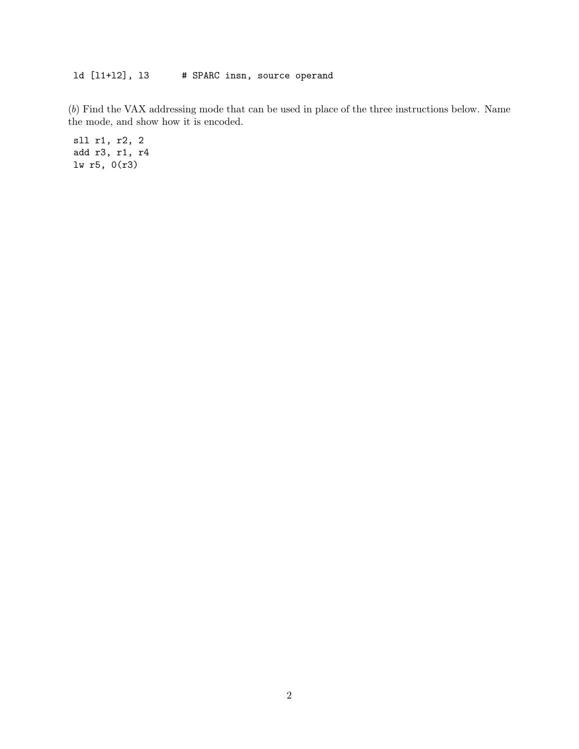```
ld [l1+l2], l3      # SPARC insn, source operand
```

(*b*) Find the VAX addressing mode that can be used in place of the three instructions below. Name the mode, and show how it is encoded.

```
sll r1, r2, 2
add r3, r1, r4
lw r5, 0(r3)
```